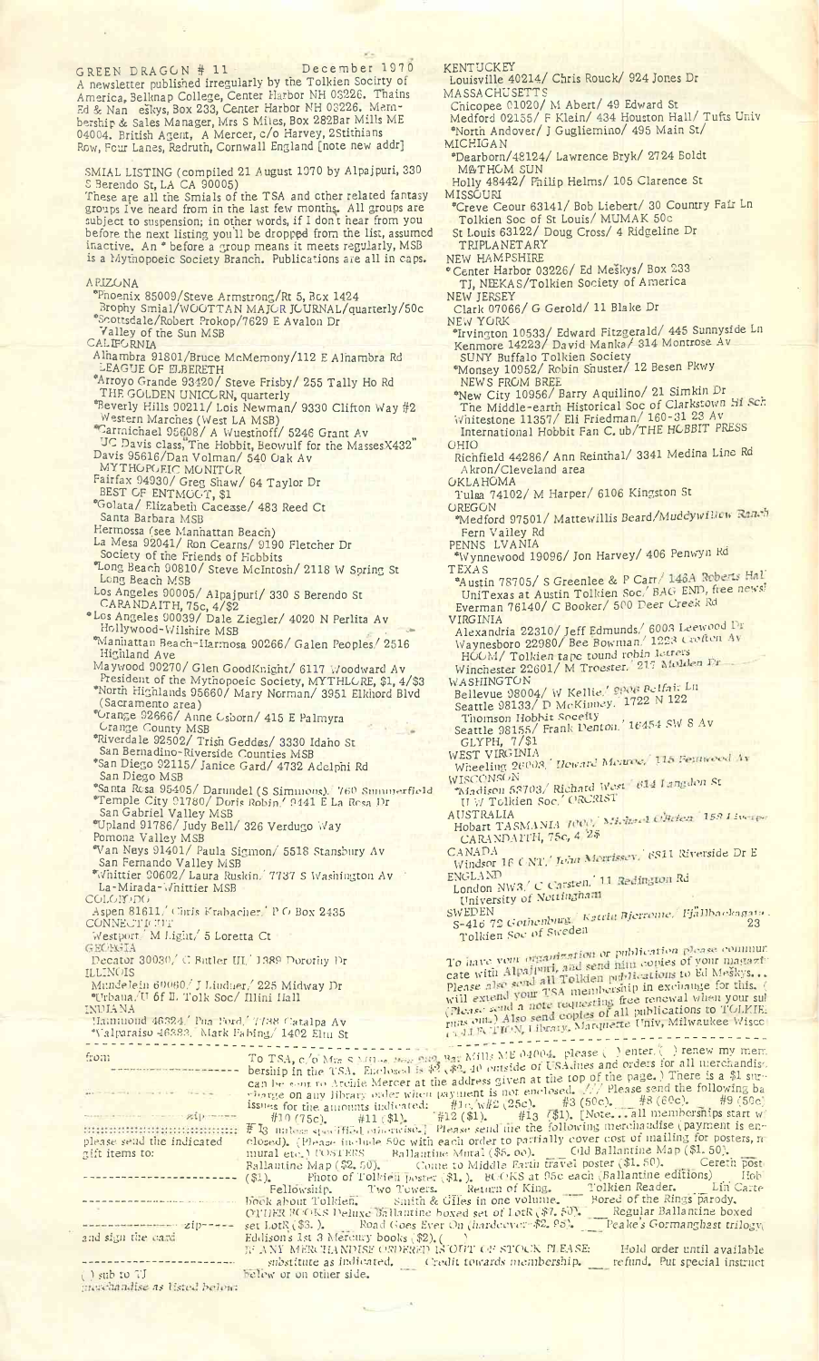GREEN DRAGON # 11 December 1970

A newsletter published irregularly by the Tolkien Socirty of America, Bellmap College, Center Harbor NH 03226. Thains Ed & Nan Meškys, Box 233, Center Harbor NH 03226. Membership & Sales Manager, Mrs S Miles, Box 282Bar Mills ME 04004. British Agent, A Mercer, c/o Harvey, 2Stithians Row, Four Lanes, Redruth, Cornwall England [note new addr]

SMIAL LISTING (compiled 21 August 1970 by Alpajpuri, 330 S Berendo St, LA CA 90005)

These are all the Smials of the TSA and other related fantasy groups Ive heard from in the last few months. All groups are subject to suspension; in other words, if I dont hear from you before the next listing you'll be dropped from the list, assumed inactive. An * before a group means it meets regularly, MSB is a Mythopoeic Society Branch. Publications are all in caps.

ARIZONA
*Phoenix 85009/Steve Armstrong/Rt 5, Box 1424
Brophy Smial/WOOTTAN MAJOR JOURNAL/quarterly/50c
*Scottsdale/Robert Prokop/7629 E Avalon Dr
Valley of the Sun MSB

CALIFORNIA
Alhambra 91801/Bruce McMemony/112 E Alhambra Rd
LEAGUE OF ELBERETH
*Arroyo Grande 93420/ Steve Frisby/ 255 Tally Ho Rd
THE GOLDEN UNICORN, quarterly
*Beverly Hills 90211/ Lois Newman/ 9330 Clifton Way #2
Western Marches (West LA MSB)
*Carmichael 95608/ A Wuesthoff/ 5246 Grant Av
UC Davis class, The Hobbit, Beowulf for the MassesX432"
Davis 95616/Dan Volman/ 540 Oak Av
MYTHOPOEIC MONITOR
Fairfax 94930/ Greg Shaw/ 64 Taylor Dr
BEST OF ENTMOOT, $1
*Golata/ Elizabeth Cacesse/ 483 Reed Ct
Santa Barbara MSB
Hermossa (see Manhattan Beach)
La Mesa 92041/ Ron Cearns/ 9190 Fletcher Dr
Society of the Friends of Hobbits
*Long Beach 90810/ Steve McIntosh/ 2118 W Spring St
Long Beach MSB
Los Angeles 90005/ Alpajpuri/ 330 S Berendo St
CARANDAITH, 75c, 4/$2
*Los Angeles 90039/ Dale Ziegler/ 4020 N Perlita Av
Hollywood-Wilshire MSB
*Manhattan Beach-Harmosa 90266/ Galen Peoples/ 2516 Highland Ave
Maywood 90270/ Glen GoodKnight/ 6117 Woodward Av
President of the Mythopoeic Society, MYTHLORE, $1, 4/$3
*North Highlands 95660/ Mary Norman/ 3951 Elkhord Blvd
(Sacramento area)
*Orange 92666/ Anne Osborn/ 415 E Palmyra
Orange County MSB
*Riverdale 92502/ Trish Geddes/ 3330 Idaho St
San Bernadino-Riverside Counties MSB
*San Diego 92115/ Janice Gard/ 4732 Adelphi Rd
San Diego MSB
*Santa Rosa 95405/ Darundel (S Simmons)/ 760 Summerfield
*Temple City 91780/ Doris Robin/ 9141 E La Rosa Dr
San Gabriel Valley MSB
*Upland 91786/ Judy Bell/ 326 Verdugo Way
Pomona Valley MSB
*Van Nuys 91401/ Paula Sigmon/ 5518 Stansbury Av
San Fernando Valley MSB
*Whittier 90602/ Laura Ruskin/ 7737 S Washington Av
La-Mirada-Whittier MSB

COLORADO
Aspen 81611/ Chris Krabacher/ P O Box 2435

CONNECTICUT
Westport/ M Light/ 5 Loretta Ct

GEORGIA
Decator 30030/ C Butler III/ 1389 Dorothy Dr

ILLINOIS
Mundelein 60060/ J Lindner/ 225 Midway Dr
*Urbana/U of Il. Tolk Soc/ Illini Hall

INDIANA
Hammond 46324/ Pua Ford/ 7738 Catalpa Av
*Valparaiso 46383/ Mark Fabing/ 1402 Elm St

KENTUCKEY
Louisville 40214/ Chris Rouck/ 924 Jones Dr

MASSACHUSETTS
Chicopee 01020/ M Abert/ 49 Edward St
Medford 02155/ F Klein/ 434 Houston Hall/ Tufts Univ
*North Andover/ J Gugliemino/ 495 Main St/

MICHIGAN
*Dearborn/48124/ Lawrence Bryk/ 2724 Boldt
M&THOM SUN
Holly 48442/ Philip Helms/ 105 Clarence St

MISSOURI
*Creve Ceour 63141/ Bob Liebert/ 30 Country Fair Ln
Tolkien Soc of St Louis/ MUMAK 50c
St Louis 63122/ Doug Cross/ 4 Ridgeline Dr
TRIPLANETARY

NEW HAMPSHIRE
*Center Harbor 03226/ Ed Meškys/ Box 233
TJ, NIEKAS/Tolkien Society of America

NEW JERSEY
Clark 07066/ G Gerold/ 11 Blake Dr

NEW YORK
*Irvington 10533/ Edward Fitzgerald/ 445 Sunnyside Ln
Kenmore 14223/ David Manka/ 314 Montrose Av
SUNY Buffalo Tolkien Society
*Monsey 10952/ Robin Snuster/ 12 Besen Pkwy
NEWS FROM BREE
*New City 10956/ Barry Aquilino/ 21 Simkin Dr
The Middle-earth Historical Soc of Clarkstown Hi Sch
Whitestone 11357/ Eli Friedman/ 160-31 23 Av
International Hobbit Fan C. ub/THE HOBBIT PRESS

OHIO
Richfield 44286/ Ann Reinthal/ 3341 Medina Line Rd
Akron/Cleveland area

OKLAHOMA
Tulsa 74102/ M Harper/ 6106 Kingston St

OREGON
*Medford 97501/ Mattewillis Beard/Muddywillow Ranch
Fern Valley Rd

PENNSYLVANIA
*Wynnewood 19096/ Jon Harvey/ 406 Penwyn Rd

TEXAS
*Austin 78705/ S Greenlee & P Carr/ 143A Roberts Hall
UniTexas at Austin Tolkien Soc/ BAG END, free news!
Everman 76140/ C Booker/ 500 Deer Creek Rd

VIRGINIA
Alexandria 22310/ Jeff Edmunds/ 6003 Leewood Dr
Waynesboro 22980/ Bee Bowman/ 1223 Crofton Av
HOOM/ Tolkien tape round robin letters
Winchester 22601/ M Troester/ 217 Molden Dr

WASHINGTON
Bellevue 98004/ W Kellie/ 9906 Belfair Ln
Seattle 98133/ D McKinney/ 1722 N 122
Thomson Hobbit Society
Seattle 98155/ Frank Denton/ 16454 SW 8 Av
GLYPH, 7/$1

WEST VIRGINIA
Wheeling 26003/ Howard Meuroe/ 118 Fernwood Av

WISCONSON
*Madison 53703/ Richard West/ 614 Langdon St
U W Tolkien Soc/ ORCRIST

AUSTRALIA
Hobart TASMANIA 7000/ Michael O'Brien/ 158 Liverpool
CARANDAITH, 75c, 4/$2

CANADA
Windsor 16 ONT/ John Morrissey/ 6811 Riverside Dr E

ENGLAND
London NW3/ C Carsten/ 11 Redington Rd
University of Nottingham

SWEDEN
S-416 72 Gothenburg/ Katrin Bjerrome/ Fjällbackagatan 23
Tolkien Soc of Sweden

To have your organization or publication please communicate with Alpajpuri, and send him copies of your magazine. Please also send all Tolkien publications to Ed Meškys... will extend your TSA membership in exchange for this. (Please send a note requesting free renewal when your subs runs out.) Also send copies of all publications to TOLKIEN COLLECTION, Library, Marquette Univ, Milwaukee Wisco...

---

from

---

zip

---

please send the indicated gift items to:

---

zip

and sign the card

---

( ) sub to TJ
merchandise as listed below:

To TSA, c/o Mrs S Miles, Box 282, Bar Mills ME 04004. please ( ) enter ( ) renew my membership in the TSA. Enclosed is $2 ($2.40 outside of USA)dues and orders for all merchandise can be sent to Archie Mercer at the address given at the top of the page.) There is a $1 surcharge on any library order when payment is not enclosed. /// Please send the following back issues for the amounts indicated: #1c, w#2 (25c). ___ #3 (50c). ___ #8 (60c). ___ #9 (50c) ___ #10 (75c). ___ #11 ($1). ___ #12 ($1). ___ #13 ($1). [Note... all memberships start w/ # 13 unless specified otherwise.] Please send me the following merchandise (payment is enclosed). (Please include 50c with each order to partially cover cost of mailing for posters, mural etc.) POSTERS ___ Ballantine Mural ($5.00). ___ Old Ballantine Map ($1.50). ___ Ballantine Map ($2.50). ___ Come to Middle Earth travel poster ($1.50). ___ Cereth post... ($1). ___ Photo of Tolkien poster ($1.). BOOKS at 95c each (Ballantine editions) ___ Hob... Fellowship. ___ Two Towers. ___ Return of King. ___ Tolkien Reader. ___ Lin Carter... book about Tolkien. ___ Smith & Giles in one volume. ___ Bored of the Rings parody. OTHER BOOKS Deluxe Ballantine boxed set of LotR ($7.50). ___ Regular Ballantine boxed set LotR ($3.). ___ Road Goes Ever On (hardcover-$2.95). ___ Peake's Gormanghast trilogy... Eddison's 1st 3 Mercury books ($2). ( )
IF ANY MERCHANDISE ORDERED IS OUT OF STOCK PLEASE: ___ Hold order until available ___ substitute as indicated. ___ Credit towards membership. ___ refund. Put special instruct... below or on other side.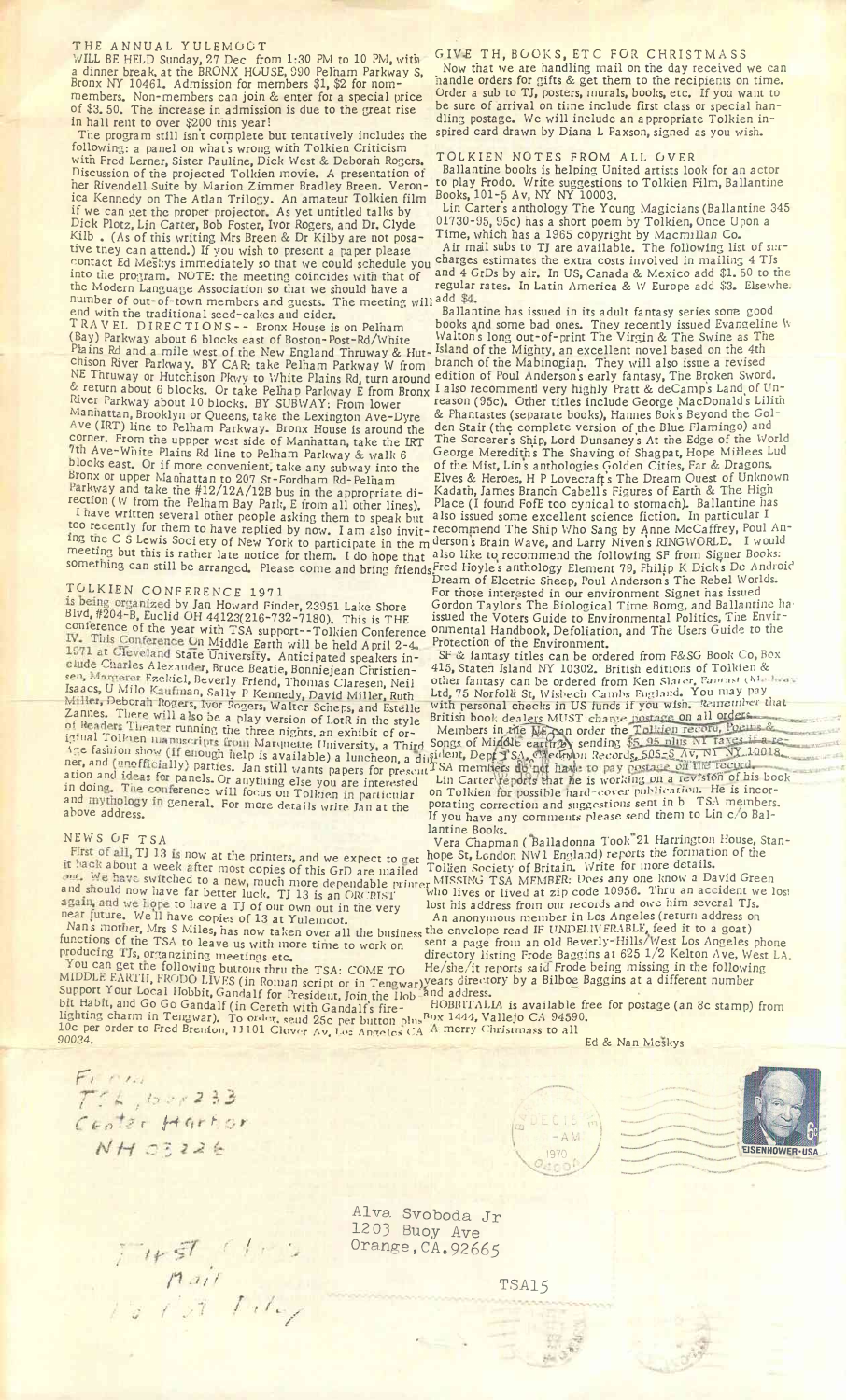## THE ANNUAL YULEMOOT

WILL BE HELD Sunday, 27 Dec from 1:30 PM to 10 PM, with a dinner break, at the BRONX HOUSE, 990 Pelham Parkway S, Bronx NY 10461. Admission for members $1, $2 for non-members. Non-members can join & enter for a special price of $3.50. The increase in admission is due to the great rise in hall rent to over $200 this year!

The program still isn't complete but tentatively includes the following: a panel on what's wrong with Tolkien Criticism with Fred Lerner, Sister Pauline, Dick West & Deborah Rogers. Discussion of the projected Tolkien movie. A presentation of her Rivendell Suite by Marion Zimmer Bradley Breen. Veronica Kennedy on The Atlan Trilogy. An amateur Tolkien film if we can get the proper projector. As yet untitled talks by Dick Plotz, Lin Carter, Bob Foster, Ivor Rogers, and Dr. Clyde Kilb . (As of this writing Mrs Breen & Dr Kilby are not posative they can attend.) If you wish to present a paper please contact Ed Meškys immediately so that we could schedule you into the program. NOTE: the meeting coincides with that of the Modern Language Association so that we should have a number of out-of-town members and guests. The meeting will end with the traditional seed-cakes and cider.

TRAVEL DIRECTIONS-- Bronx House is on Pelham (Bay) Parkway about 6 blocks east of Boston-Post-Rd/White Plains Rd and a mile west of the New England Thruway & Hutchison River Parkway. BY CAR: take Pelham Parkway W from NE Thruway or Hutchison Pkwy to White Plains Rd, turn around & return about 6 blocks. Or take Pelhap Parkway E from Bronx River Parkway about 10 blocks. BY SUBWAY: From lower Manhattan, Brooklyn or Queens, take the Lexington Ave-Dyre Ave (IRT) line to Pelham Parkway. Bronx House is around the corner. From the uppper west side of Manhattan, take the IRT 7th Ave-White Plains Rd line to Pelham Parkway & walk 6 blocks east. Or if more convenient, take any subway into the Bronx or upper Manhattan to 207 St-Fordham Rd-Pelham Parkway and take the #12/12A/12B bus in the appropriate direction (W from the Pelham Bay Park, E from all other lines).

I have written several other people asking them to speak but too recently for them to have replied by now. I am also inviting the C S Lewis Society of New York to participate in the meeting but this is rather late notice for them. I do hope that something can still be arranged. Please come and bring friends.

## TOLKIEN CONFERENCE 1971

is being organized by Jan Howard Finder, 23951 Lake Shore Blvd, #204-B, Euclid OH 44123(216-732-7180). This is THE conference of the year with TSA support--Tolkien Conference IV. This Conference On Middle Earth will be held April 2-4, 1971 at Cleveland State University. Anticipated speakers include Charles Alexander, Bruce Beatie, Bonniejean Christiensen, Margaret Ezekiel, Beverly Friend, Thomas Claresen, Neil Isaacs, U Milo Kaufman, Sally P Kennedy, David Miller, Ruth Miller, Deborah Rogers, Ivor Rogers, Walter Scheps, and Estelle Zannes. There will also be a play version of LotR in the style of Readers Theater running the three nights, an exhibit of original Tolkien manuscripts from Marquette University, a Third Age fashion show (if enough help is available) a luncheon, a dinner, and (unofficially) parties. Jan still wants papers for presentation and ideas for panels. Or anything else you are interested in doing. The conference will focus on Tolkien in particular and mythology in general. For more details write Jan at the above address.

## NEWS OF TSA

First of all, TJ 13 is now at the printers, and we expect to get it back about a week after most copies of this GrD are mailed out. We have switched to a new, much more dependable printer and should now have far better luck. TJ 13 is an ORCRIST again, and we hope to have a TJ of our own out in the very near future. We'll have copies of 13 at Yulemoot.

Nan's mother, Mrs S Miles, has now taken over all the business functions of the TSA to leave us with more time to work on producing TJs, organzining meetings etc.

You can get the following butons thru the TSA: COME TO MIDDLE EARTH, FRODO LIVES (in Roman script or in Tengwar), Support Your Local Hobbit, Gandalf for President, Join the Hobbit Habit, and Go Go Gandalf (in Cereth with Gandalf's fire-lighting charm in Tengwar). To order, send 25c per button plus 10c per order to Fred Brenton, 11101 Clover Av, Los Angeles CA 90034.

## GIVE TH, BOOKS, ETC FOR CHRISTMASS

Now that we are handling mail on the day received we can handle orders for gifts & get them to the recipients on time. Order a sub to TJ, posters, murals, books, etc. If you want to be sure of arrival on time include first class or special handling postage. We will include an appropriate Tolkien inspired card drawn by Diana L Paxson, signed as you wish.

## TOLKIEN NOTES FROM ALL OVER

Ballantine books is helping United artists look for an actor to play Frodo. Write suggestions to Tolkien Film, Ballantine Books, 101-5 Av, NY NY 10003.

Lin Carter's anthology The Young Magicians (Ballantine 345 01730-95, 95c) has a short poem by Tolkien, Once Upon a Time, which has a 1965 copyright by Macmillan Co.

Air mail subs to TJ are available. The following list of surcharges estimates the extra costs involved in mailing 4 TJs and 4 GrDs by air. In US, Canada & Mexico add $1.50 to the regular rates. In Latin America & W Europe add $3. Elsewhere add $4.

Ballantine has issued in its adult fantasy series some good books and some bad ones. They recently issued Evangeline Walton's long out-of-print The Virgin & The Swine as The Island of the Mighty, an excellent novel based on the 4th branch of the Mabinogian. They will also issue a revised edition of Poul Anderson's early fantasy, The Broken Sword. I also recommend very highly Pratt & deCamp's Land of Unreason (95c). Other titles include George MacDonald's Lilith & Phantastes (separate books), Hannes Bok's Beyond the Golden Stair (the complete version of the Blue Flamingo) and The Sorcerer's Ship, Lord Dunsaney's At the Edge of the World George Meredith's The Shaving of Shagpat, Hope Mirrlees Lud of the Mist, Lin's anthologies Golden Cities, Far & Dragons, Elves & Heroes, H P Lovecraft's The Dream Quest of Unknown Kadath, James Branch Cabell's Figures of Earth & The High Place (I found FofE too cynical to stomach). Ballantine has also issued some excellent science fiction. In particular I recommend The Ship Who Sang by Anne McCaffrey, Poul Anderson's Brain Wave, and Larry Niven's RINGWORLD. I would also like to recommend the following SF from Signer Books: Fred Hoyle's anthology Element 79, Philip K Dick's Do Androids Dream of Electric Sheep, Poul Anderson's The Rebel Worlds. For those interested in our environment Signet has issued Gordon Taylors The Biological Time Bomg, and Ballantine has issued the Voters Guide to Environmental Politics, The Environmental Handbook, Defoliation, and The Users Guide to the Protection of the Environment.

SF & fantasy titles can be ordered from F&SG Book Co, Box 415, Staten Island NY 10302. British editions of Tolkien & other fantasy can be ordered from Ken Slater, Fantast (Medway) Ltd, 75 Norfolk St, Wisbech Cambs England. You may pay with personal checks in US funds if you wish. Remember that British book dealers MUST charge postage on all orders.

Members in the Mecan order the Tolkien record, Poems & Songs of Middle earth by sending $5.95 plus NY taxes if a resident, Dept TSA, Caedmon Records, 505-8 Av, NY NY 10018. TSA members do not have to pay postage on the record.

Lin Carter reports that he is working on a revision of his book on Tolkien for possible hard-cover publication. He is incorporating correction and suggestions sent in b TSA members. If you have any comments please send them to Lin c/o Ballantine Books.

Vera Chapman ("Balladonna Took" 21 Harrington House, Stanhope St, London NW1 England) reports the formation of the Tolkien Society of Britain. Write for more details.

MISSING TSA MEMBER: Does any one know a David Green who lives or lived at zip code 10956. Thru an accident we lost his address from our records and owe him several TJs.

An anonymous member in Los Angeles (return address on the envelope read IF UNDELIVERABLE, feed it to a goat) sent a page from an old Beverly-Hills/West Los Angeles phone directory listing Frode Baggins at 625 1/2 Kelton Ave, West LA. He/she/it reports said Frode being missing in the following years directory by a Bilboe Baggins at a different number and address.

HOBBITALIA is available free for postage (an 8c stamp) from Box 1444, Vallejo CA 94590.

A merry Christmass to all

Ed & Nan Meškys

Fr TSA, box 233
Center Harbor
NH 03226

First Class
Mail
1st Day

Alva Svoboda Jr
1203 Buoy Ave
Orange, CA. 92665

TSA15